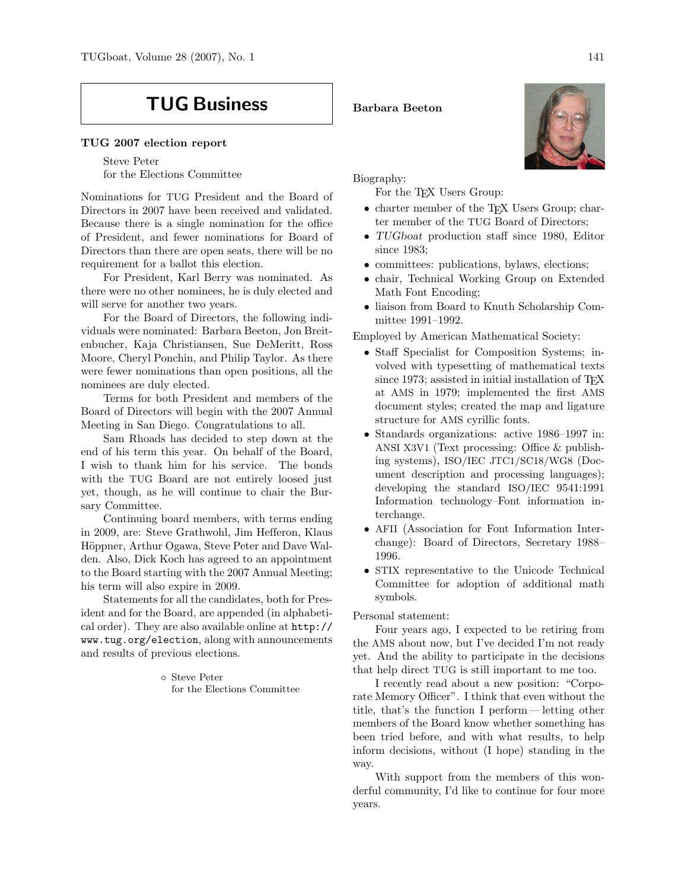# TUG Business

## TUG 2007 election report

Steve Peter
for the Elections Committee

Nominations for TUG President and the Board of Directors in 2007 have been received and validated. Because there is a single nomination for the office of President, and fewer nominations for Board of Directors than there are open seats, there will be no requirement for a ballot this election.

For President, Karl Berry was nominated. As there were no other nominees, he is duly elected and will serve for another two years.

For the Board of Directors, the following individuals were nominated: Barbara Beeton, Jon Breitenbucher, Kaja Christiansen, Sue DeMeritt, Ross Moore, Cheryl Ponchin, and Philip Taylor. As there were fewer nominations than open positions, all the nominees are duly elected.

Terms for both President and members of the Board of Directors will begin with the 2007 Annual Meeting in San Diego. Congratulations to all.

Sam Rhoads has decided to step down at the end of his term this year. On behalf of the Board, I wish to thank him for his service. The bonds with the TUG Board are not entirely loosed just yet, though, as he will continue to chair the Bursary Committee.

Continuing board members, with terms ending in 2009, are: Steve Grathwohl, Jim Hefferon, Klaus Höppner, Arthur Ogawa, Steve Peter and Dave Walden. Also, Dick Koch has agreed to an appointment to the Board starting with the 2007 Annual Meeting; his term will also expire in 2009.

Statements for all the candidates, both for President and for the Board, are appended (in alphabetical order). They are also available online at http://www.tug.org/election, along with announcements and results of previous elections.

⋄ Steve Peter
for the Elections Committee

### Barbara Beeton

Biography:

For the TeX Users Group:

- charter member of the TeX Users Group; charter member of the TUG Board of Directors;
- *TUGboat* production staff since 1980, Editor since 1983;
- committees: publications, bylaws, elections;
- chair, Technical Working Group on Extended Math Font Encoding;
- liaison from Board to Knuth Scholarship Committee 1991–1992.

Employed by American Mathematical Society:

- Staff Specialist for Composition Systems; involved with typesetting of mathematical texts since 1973; assisted in initial installation of TeX at AMS in 1979; implemented the first AMS document styles; created the map and ligature structure for AMS cyrillic fonts.
- Standards organizations: active 1986–1997 in: ANSI X3V1 (Text processing: Office & publishing systems), ISO/IEC JTC1/SC18/WG8 (Document description and processing languages); developing the standard ISO/IEC 9541:1991 Information technology–Font information interchange.
- AFII (Association for Font Information Interchange): Board of Directors, Secretary 1988–1996.
- STIX representative to the Unicode Technical Committee for adoption of additional math symbols.

Personal statement:

Four years ago, I expected to be retiring from the AMS about now, but I've decided I'm not ready yet. And the ability to participate in the decisions that help direct TUG is still important to me too.

I recently read about a new position: "Corporate Memory Officer". I think that even without the title, that's the function I perform — letting other members of the Board know whether something has been tried before, and with what results, to help inform decisions, without (I hope) standing in the way.

With support from the members of this wonderful community, I'd like to continue for four more years.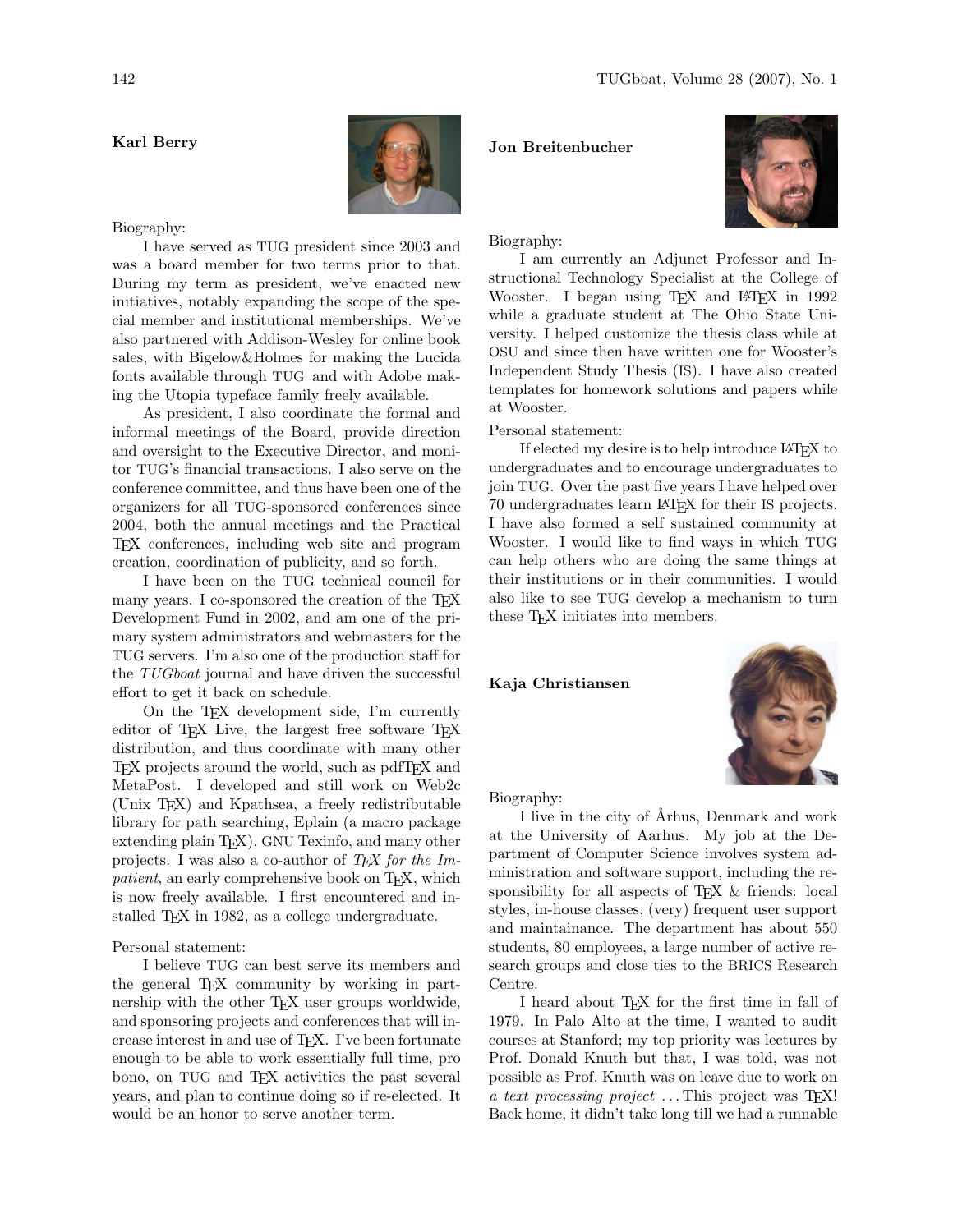**Karl Berry**

Biography:

I have served as TUG president since 2003 and was a board member for two terms prior to that. During my term as president, we've enacted new initiatives, notably expanding the scope of the special member and institutional memberships. We've also partnered with Addison-Wesley for online book sales, with Bigelow&Holmes for making the Lucida fonts available through TUG and with Adobe making the Utopia typeface family freely available.

As president, I also coordinate the formal and informal meetings of the Board, provide direction and oversight to the Executive Director, and monitor TUG's financial transactions. I also serve on the conference committee, and thus have been one of the organizers for all TUG-sponsored conferences since 2004, both the annual meetings and the Practical TeX conferences, including web site and program creation, coordination of publicity, and so forth.

I have been on the TUG technical council for many years. I co-sponsored the creation of the TeX Development Fund in 2002, and am one of the primary system administrators and webmasters for the TUG servers. I'm also one of the production staff for the *TUGboat* journal and have driven the successful effort to get it back on schedule.

On the TeX development side, I'm currently editor of TeX Live, the largest free software TeX distribution, and thus coordinate with many other TeX projects around the world, such as pdfTeX and MetaPost. I developed and still work on Web2c (Unix TeX) and Kpathsea, a freely redistributable library for path searching, Eplain (a macro package extending plain TeX), GNU Texinfo, and many other projects. I was also a co-author of *TeX for the Impatient*, an early comprehensive book on TeX, which is now freely available. I first encountered and installed TeX in 1982, as a college undergraduate.

Personal statement:

I believe TUG can best serve its members and the general TeX community by working in partnership with the other TeX user groups worldwide, and sponsoring projects and conferences that will increase interest in and use of TeX. I've been fortunate enough to be able to work essentially full time, pro bono, on TUG and TeX activities the past several years, and plan to continue doing so if re-elected. It would be an honor to serve another term.

**Jon Breitenbucher**

Biography:

I am currently an Adjunct Professor and Instructional Technology Specialist at the College of Wooster. I began using TeX and LaTeX in 1992 while a graduate student at The Ohio State University. I helped customize the thesis class while at OSU and since then have written one for Wooster's Independent Study Thesis (IS). I have also created templates for homework solutions and papers while at Wooster.

Personal statement:

If elected my desire is to help introduce LaTeX to undergraduates and to encourage undergraduates to join TUG. Over the past five years I have helped over 70 undergraduates learn LaTeX for their IS projects. I have also formed a self sustained community at Wooster. I would like to find ways in which TUG can help others who are doing the same things at their institutions or in their communities. I would also like to see TUG develop a mechanism to turn these TeX initiates into members.

**Kaja Christiansen**

Biography:

I live in the city of Århus, Denmark and work at the University of Aarhus. My job at the Department of Computer Science involves system administration and software support, including the responsibility for all aspects of TeX & friends: local styles, in-house classes, (very) frequent user support and maintainance. The department has about 550 students, 80 employees, a large number of active research groups and close ties to the BRICS Research Centre.

I heard about TeX for the first time in fall of 1979. In Palo Alto at the time, I wanted to audit courses at Stanford; my top priority was lectures by Prof. Donald Knuth but that, I was told, was not possible as Prof. Knuth was on leave due to work on *a text processing project* ... This project was TeX! Back home, it didn't take long till we had a runnable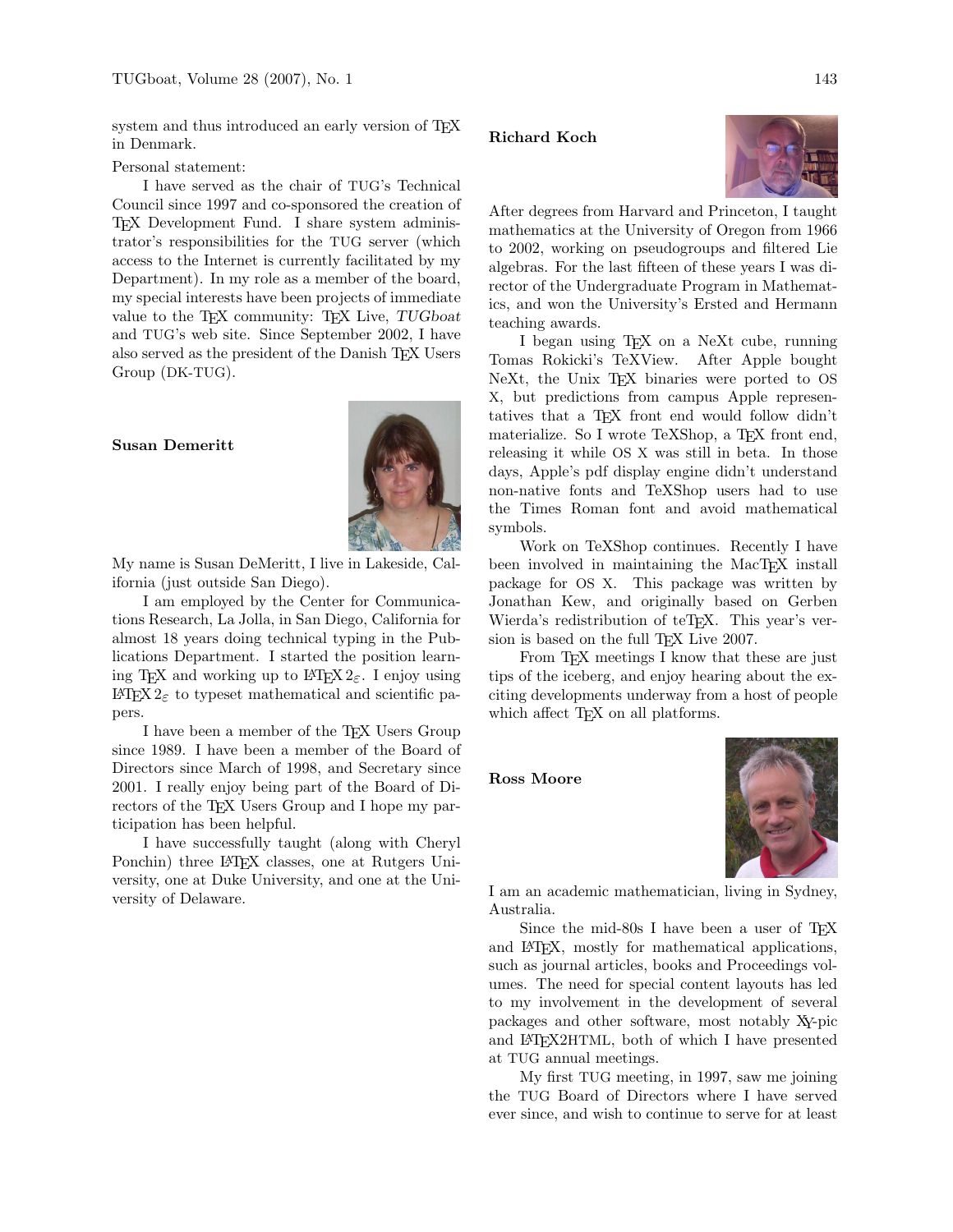system and thus introduced an early version of TeX in Denmark.

Personal statement:

I have served as the chair of TUG's Technical Council since 1997 and co-sponsored the creation of TeX Development Fund. I share system administrator's responsibilities for the TUG server (which access to the Internet is currently facilitated by my Department). In my role as a member of the board, my special interests have been projects of immediate value to the TeX community: TeX Live, *TUGboat* and TUG's web site. Since September 2002, I have also served as the president of the Danish TeX Users Group (DK-TUG).

**Susan Demeritt**

My name is Susan DeMeritt, I live in Lakeside, California (just outside San Diego).

I am employed by the Center for Communications Research, La Jolla, in San Diego, California for almost 18 years doing technical typing in the Publications Department. I started the position learning TeX and working up to LaTeX $2_\varepsilon$. I enjoy using LaTeX $2_\varepsilon$ to typeset mathematical and scientific papers.

I have been a member of the TeX Users Group since 1989. I have been a member of the Board of Directors since March of 1998, and Secretary since 2001. I really enjoy being part of the Board of Directors of the TeX Users Group and I hope my participation has been helpful.

I have successfully taught (along with Cheryl Ponchin) three LaTeX classes, one at Rutgers University, one at Duke University, and one at the University of Delaware.

**Richard Koch**

After degrees from Harvard and Princeton, I taught mathematics at the University of Oregon from 1966 to 2002, working on pseudogroups and filtered Lie algebras. For the last fifteen of these years I was director of the Undergraduate Program in Mathematics, and won the University's Ersted and Hermann teaching awards.

I began using TeX on a NeXt cube, running Tomas Rokicki's TeXView. After Apple bought NeXt, the Unix TeX binaries were ported to OS X, but predictions from campus Apple representatives that a TeX front end would follow didn't materialize. So I wrote TeXShop, a TeX front end, releasing it while OS X was still in beta. In those days, Apple's pdf display engine didn't understand non-native fonts and TeXShop users had to use the Times Roman font and avoid mathematical symbols.

Work on TeXShop continues. Recently I have been involved in maintaining the MacTeX install package for OS X. This package was written by Jonathan Kew, and originally based on Gerben Wierda's redistribution of teTeX. This year's version is based on the full TeX Live 2007.

From TeX meetings I know that these are just tips of the iceberg, and enjoy hearing about the exciting developments underway from a host of people which affect TeX on all platforms.

**Ross Moore**

I am an academic mathematician, living in Sydney, Australia.

Since the mid-80s I have been a user of TeX and LaTeX, mostly for mathematical applications, such as journal articles, books and Proceedings volumes. The need for special content layouts has led to my involvement in the development of several packages and other software, most notably XY-pic and LaTeX2HTML, both of which I have presented at TUG annual meetings.

My first TUG meeting, in 1997, saw me joining the TUG Board of Directors where I have served ever since, and wish to continue to serve for at least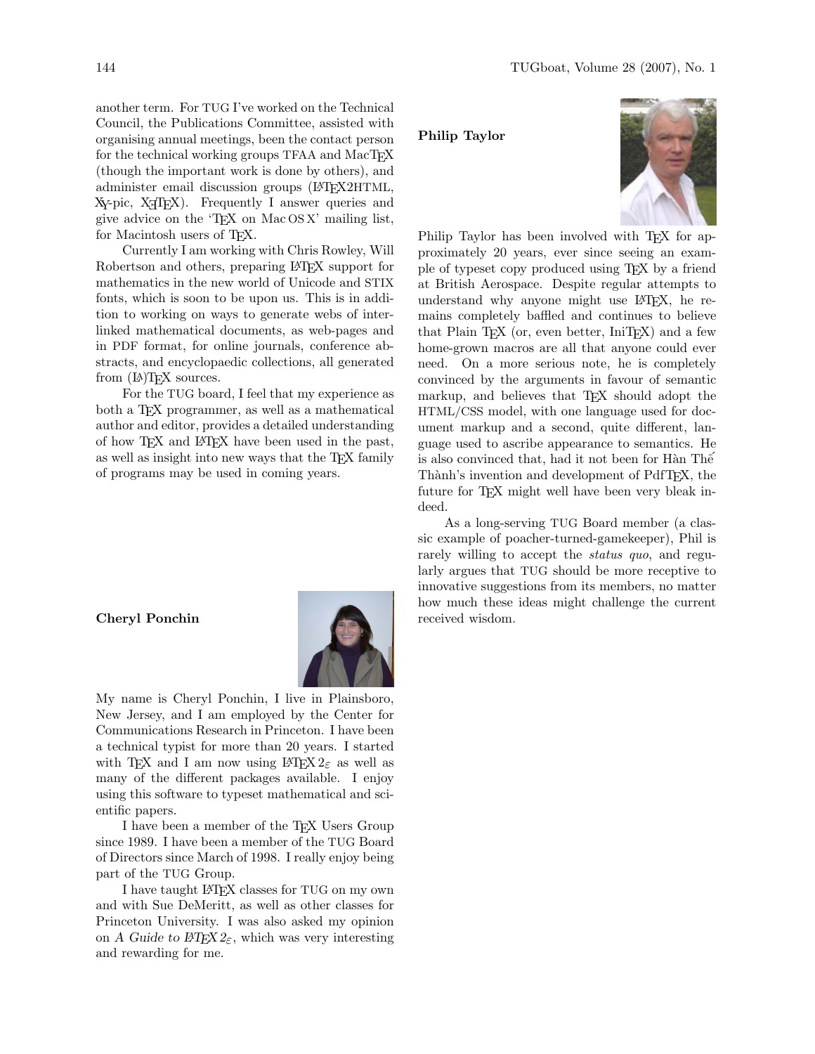another term. For TUG I've worked on the Technical Council, the Publications Committee, assisted with organising annual meetings, been the contact person for the technical working groups TFAA and MacTEX (though the important work is done by others), and administer email discussion groups (LATEX2HTML, XY-pic, XƎTEX). Frequently I answer queries and give advice on the 'TEX on Mac OS X' mailing list, for Macintosh users of TEX.

Currently I am working with Chris Rowley, Will Robertson and others, preparing LATEX support for mathematics in the new world of Unicode and STIX fonts, which is soon to be upon us. This is in addition to working on ways to generate webs of interlinked mathematical documents, as web-pages and in PDF format, for online journals, conference abstracts, and encyclopaedic collections, all generated from (LA)TEX sources.

For the TUG board, I feel that my experience as both a TEX programmer, as well as a mathematical author and editor, provides a detailed understanding of how TEX and LATEX have been used in the past, as well as insight into new ways that the TEX family of programs may be used in coming years.

**Cheryl Ponchin**

My name is Cheryl Ponchin, I live in Plainsboro, New Jersey, and I am employed by the Center for Communications Research in Princeton. I have been a technical typist for more than 20 years. I started with TEX and I am now using LATEX $2_\varepsilon$ as well as many of the different packages available. I enjoy using this software to typeset mathematical and scientific papers.

I have been a member of the TEX Users Group since 1989. I have been a member of the TUG Board of Directors since March of 1998. I really enjoy being part of the TUG Group.

I have taught LATEX classes for TUG on my own and with Sue DeMeritt, as well as other classes for Princeton University. I was also asked my opinion on *A Guide to LATEX* $2_\varepsilon$, which was very interesting and rewarding for me.

**Philip Taylor**

Philip Taylor has been involved with TEX for approximately 20 years, ever since seeing an example of typeset copy produced using TEX by a friend at British Aerospace. Despite regular attempts to understand why anyone might use LATEX, he remains completely baffled and continues to believe that Plain TEX (or, even better, IniTEX) and a few home-grown macros are all that anyone could ever need. On a more serious note, he is completely convinced by the arguments in favour of semantic markup, and believes that TEX should adopt the HTML/CSS model, with one language used for document markup and a second, quite different, language used to ascribe appearance to semantics. He is also convinced that, had it not been for Hàn Thế Thành's invention and development of PdfTEX, the future for TEX might well have been very bleak indeed.

As a long-serving TUG Board member (a classic example of poacher-turned-gamekeeper), Phil is rarely willing to accept the *status quo*, and regularly argues that TUG should be more receptive to innovative suggestions from its members, no matter how much these ideas might challenge the current received wisdom.